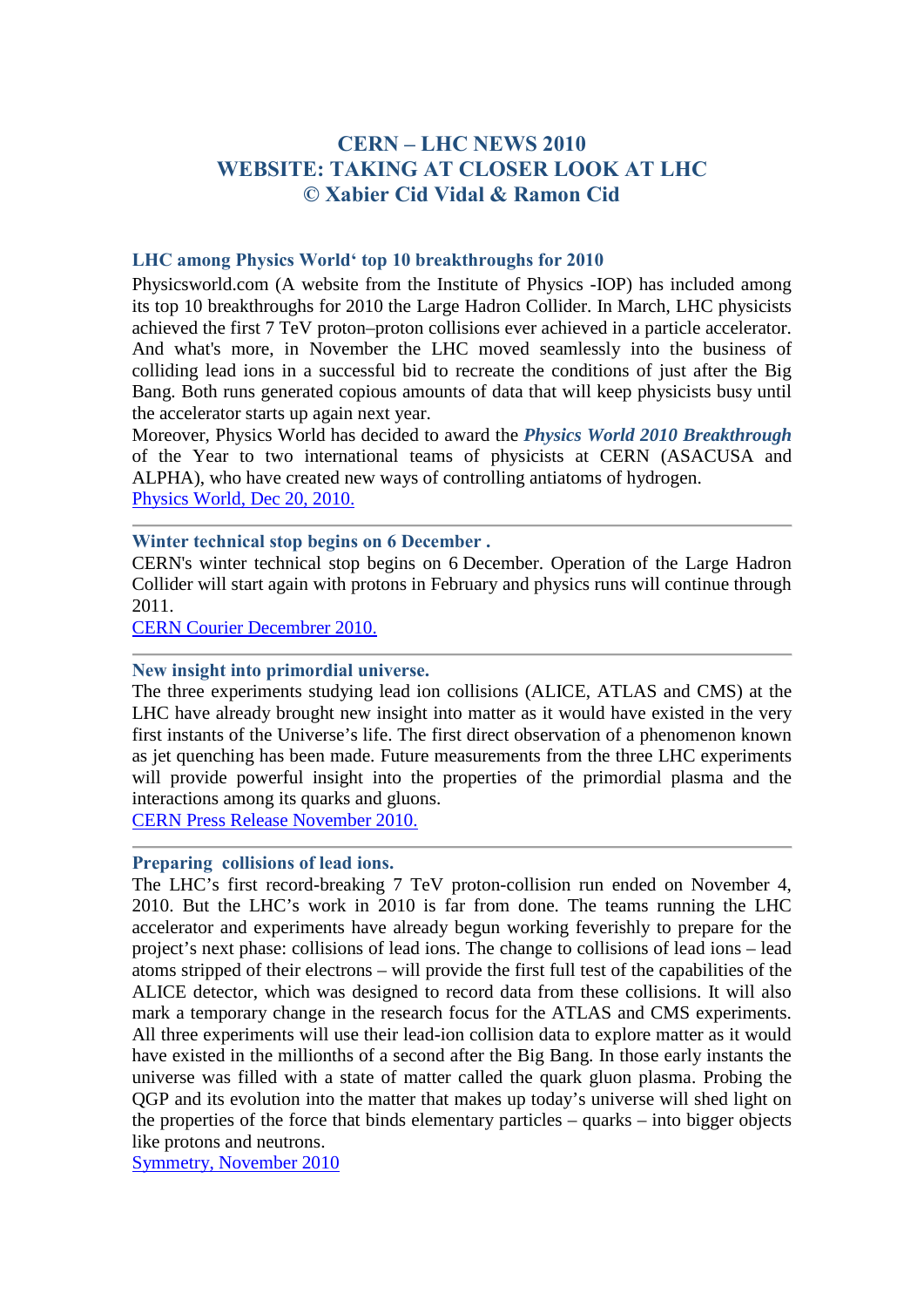# CERN – LHC NEWS 2010
# WEBSITE: TAKING AT CLOSER LOOK AT LHC
# © Xabier Cid Vidal & Ramon Cid

### LHC among Physics World' top 10 breakthroughs for 2010

Physicsworld.com (A website from the Institute of Physics -IOP) has included among its top 10 breakthroughs for 2010 the Large Hadron Collider. In March, LHC physicists achieved the first 7 TeV proton–proton collisions ever achieved in a particle accelerator. And what's more, in November the LHC moved seamlessly into the business of colliding lead ions in a successful bid to recreate the conditions of just after the Big Bang. Both runs generated copious amounts of data that will keep physicists busy until the accelerator starts up again next year.

Moreover, Physics World has decided to award the ***Physics World 2010 Breakthrough*** of the Year to two international teams of physicists at CERN (ASACUSA and ALPHA), who have created new ways of controlling antiatoms of hydrogen.

Physics World, Dec 20, 2010.

---

### Winter technical stop begins on 6 December .

CERN's winter technical stop begins on 6 December. Operation of the Large Hadron Collider will start again with protons in February and physics runs will continue through 2011.

CERN Courier Decembrer 2010.

---

### New insight into primordial universe.

The three experiments studying lead ion collisions (ALICE, ATLAS and CMS) at the LHC have already brought new insight into matter as it would have existed in the very first instants of the Universe's life. The first direct observation of a phenomenon known as jet quenching has been made. Future measurements from the three LHC experiments will provide powerful insight into the properties of the primordial plasma and the interactions among its quarks and gluons.

CERN Press Release November 2010.

---

### Preparing collisions of lead ions.

The LHC's first record-breaking 7 TeV proton-collision run ended on November 4, 2010. But the LHC's work in 2010 is far from done. The teams running the LHC accelerator and experiments have already begun working feverishly to prepare for the project's next phase: collisions of lead ions. The change to collisions of lead ions – lead atoms stripped of their electrons – will provide the first full test of the capabilities of the ALICE detector, which was designed to record data from these collisions. It will also mark a temporary change in the research focus for the ATLAS and CMS experiments. All three experiments will use their lead-ion collision data to explore matter as it would have existed in the millionths of a second after the Big Bang. In those early instants the universe was filled with a state of matter called the quark gluon plasma. Probing the QGP and its evolution into the matter that makes up today's universe will shed light on the properties of the force that binds elementary particles – quarks – into bigger objects like protons and neutrons.

Symmetry, November 2010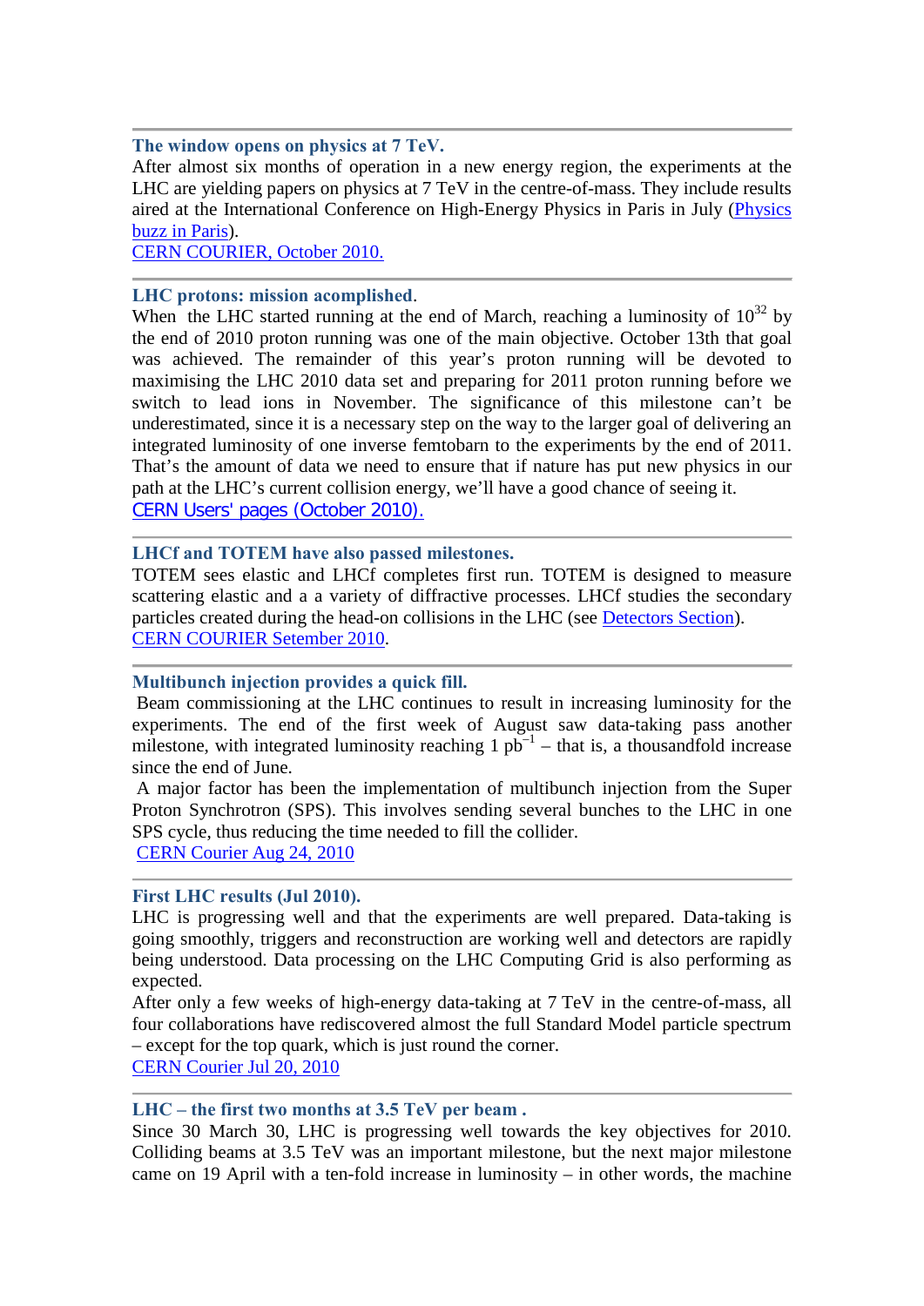---

**The window opens on physics at 7 TeV.**

After almost six months of operation in a new energy region, the experiments at the LHC are yielding papers on physics at 7 TeV in the centre-of-mass. They include results aired at the International Conference on High-Energy Physics in Paris in July (Physics buzz in Paris).

CERN COURIER, October 2010.

---

**LHC protons: mission acomplished.**

When the LHC started running at the end of March, reaching a luminosity of $10^{32}$ by the end of 2010 proton running was one of the main objective. October 13th that goal was achieved. The remainder of this year's proton running will be devoted to maximising the LHC 2010 data set and preparing for 2011 proton running before we switch to lead ions in November. The significance of this milestone can't be underestimated, since it is a necessary step on the way to the larger goal of delivering an integrated luminosity of one inverse femtobarn to the experiments by the end of 2011. That's the amount of data we need to ensure that if nature has put new physics in our path at the LHC's current collision energy, we'll have a good chance of seeing it.

CERN Users' pages (October 2010).

---

**LHCf and TOTEM have also passed milestones.**

TOTEM sees elastic and LHCf completes first run. TOTEM is designed to measure scattering elastic and a a variety of diffractive processes. LHCf studies the secondary particles created during the head-on collisions in the LHC (see Detectors Section).

CERN COURIER Setember 2010.

---

**Multibunch injection provides a quick fill.**

Beam commissioning at the LHC continues to result in increasing luminosity for the experiments. The end of the first week of August saw data-taking pass another milestone, with integrated luminosity reaching 1 $pb^{-1}$ – that is, a thousandfold increase since the end of June.

A major factor has been the implementation of multibunch injection from the Super Proton Synchrotron (SPS). This involves sending several bunches to the LHC in one SPS cycle, thus reducing the time needed to fill the collider.

CERN Courier Aug 24, 2010

---

**First LHC results (Jul 2010).**

LHC is progressing well and that the experiments are well prepared. Data-taking is going smoothly, triggers and reconstruction are working well and detectors are rapidly being understood. Data processing on the LHC Computing Grid is also performing as expected.

After only a few weeks of high-energy data-taking at 7 TeV in the centre-of-mass, all four collaborations have rediscovered almost the full Standard Model particle spectrum – except for the top quark, which is just round the corner.

CERN Courier Jul 20, 2010

---

**LHC – the first two months at 3.5 TeV per beam .**

Since 30 March 30, LHC is progressing well towards the key objectives for 2010. Colliding beams at 3.5 TeV was an important milestone, but the next major milestone came on 19 April with a ten-fold increase in luminosity – in other words, the machine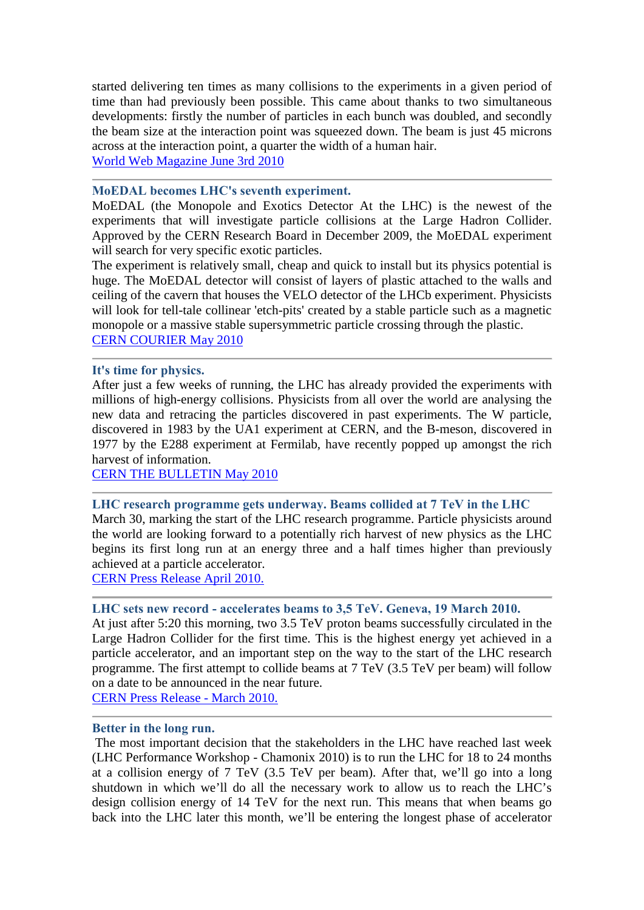started delivering ten times as many collisions to the experiments in a given period of time than had previously been possible. This came about thanks to two simultaneous developments: firstly the number of particles in each bunch was doubled, and secondly the beam size at the interaction point was squeezed down. The beam is just 45 microns across at the interaction point, a quarter the width of a human hair.
[World Web Magazine June 3rd 2010]

---

### MoEDAL becomes LHC's seventh experiment.

MoEDAL (the Monopole and Exotics Detector At the LHC) is the newest of the experiments that will investigate particle collisions at the Large Hadron Collider. Approved by the CERN Research Board in December 2009, the MoEDAL experiment will search for very specific exotic particles.
The experiment is relatively small, cheap and quick to install but its physics potential is huge. The MoEDAL detector will consist of layers of plastic attached to the walls and ceiling of the cavern that houses the VELO detector of the LHCb experiment. Physicists will look for tell-tale collinear 'etch-pits' created by a stable particle such as a magnetic monopole or a massive stable supersymmetric particle crossing through the plastic.
[CERN COURIER May 2010]

---

### It's time for physics.

After just a few weeks of running, the LHC has already provided the experiments with millions of high-energy collisions. Physicists from all over the world are analysing the new data and retracing the particles discovered in past experiments. The W particle, discovered in 1983 by the UA1 experiment at CERN, and the B-meson, discovered in 1977 by the E288 experiment at Fermilab, have recently popped up amongst the rich harvest of information.
[CERN THE BULLETIN May 2010]

---

### LHC research programme gets underway. Beams collided at 7 TeV in the LHC

March 30, marking the start of the LHC research programme. Particle physicists around the world are looking forward to a potentially rich harvest of new physics as the LHC begins its first long run at an energy three and a half times higher than previously achieved at a particle accelerator.
[CERN Press Release April 2010.]

---

### LHC sets new record - accelerates beams to 3,5 TeV. Geneva, 19 March 2010.

At just after 5:20 this morning, two 3.5 TeV proton beams successfully circulated in the Large Hadron Collider for the first time. This is the highest energy yet achieved in a particle accelerator, and an important step on the way to the start of the LHC research programme. The first attempt to collide beams at 7 TeV (3.5 TeV per beam) will follow on a date to be announced in the near future.
[CERN Press Release - March 2010.]

---

### Better in the long run.

The most important decision that the stakeholders in the LHC have reached last week (LHC Performance Workshop - Chamonix 2010) is to run the LHC for 18 to 24 months at a collision energy of 7 TeV (3.5 TeV per beam). After that, we'll go into a long shutdown in which we'll do all the necessary work to allow us to reach the LHC's design collision energy of 14 TeV for the next run. This means that when beams go back into the LHC later this month, we'll be entering the longest phase of accelerator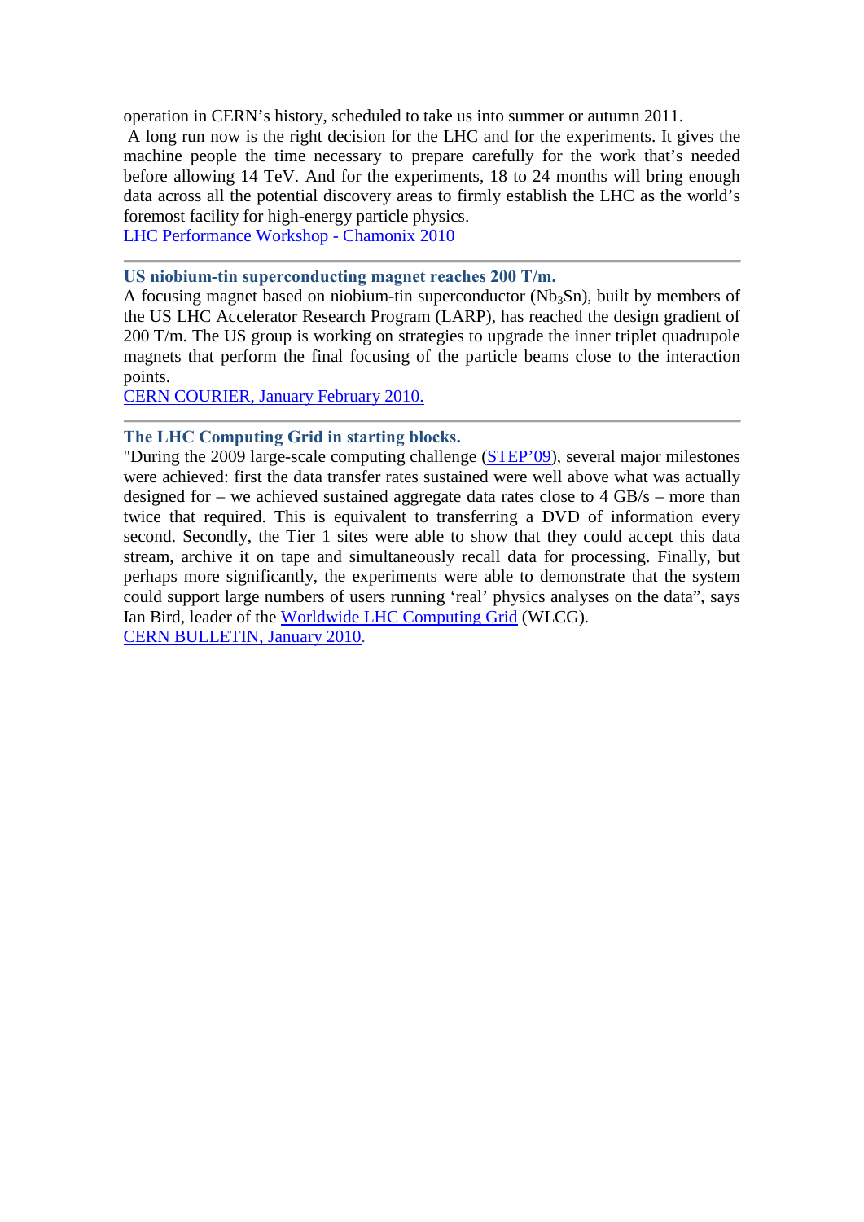operation in CERN's history, scheduled to take us into summer or autumn 2011.

A long run now is the right decision for the LHC and for the experiments. It gives the machine people the time necessary to prepare carefully for the work that's needed before allowing 14 TeV. And for the experiments, 18 to 24 months will bring enough data across all the potential discovery areas to firmly establish the LHC as the world's foremost facility for high-energy particle physics.

LHC Performance Workshop - Chamonix 2010

---

### US niobium-tin superconducting magnet reaches 200 T/m.

A focusing magnet based on niobium-tin superconductor ($Nb_3Sn$), built by members of the US LHC Accelerator Research Program (LARP), has reached the design gradient of 200 T/m. The US group is working on strategies to upgrade the inner triplet quadrupole magnets that perform the final focusing of the particle beams close to the interaction points.

CERN COURIER, January February 2010.

---

### The LHC Computing Grid in starting blocks.

"During the 2009 large-scale computing challenge (STEP'09), several major milestones were achieved: first the data transfer rates sustained were well above what was actually designed for – we achieved sustained aggregate data rates close to 4 GB/s – more than twice that required. This is equivalent to transferring a DVD of information every second. Secondly, the Tier 1 sites were able to show that they could accept this data stream, archive it on tape and simultaneously recall data for processing. Finally, but perhaps more significantly, the experiments were able to demonstrate that the system could support large numbers of users running 'real' physics analyses on the data", says Ian Bird, leader of the Worldwide LHC Computing Grid (WLCG).

CERN BULLETIN, January 2010.